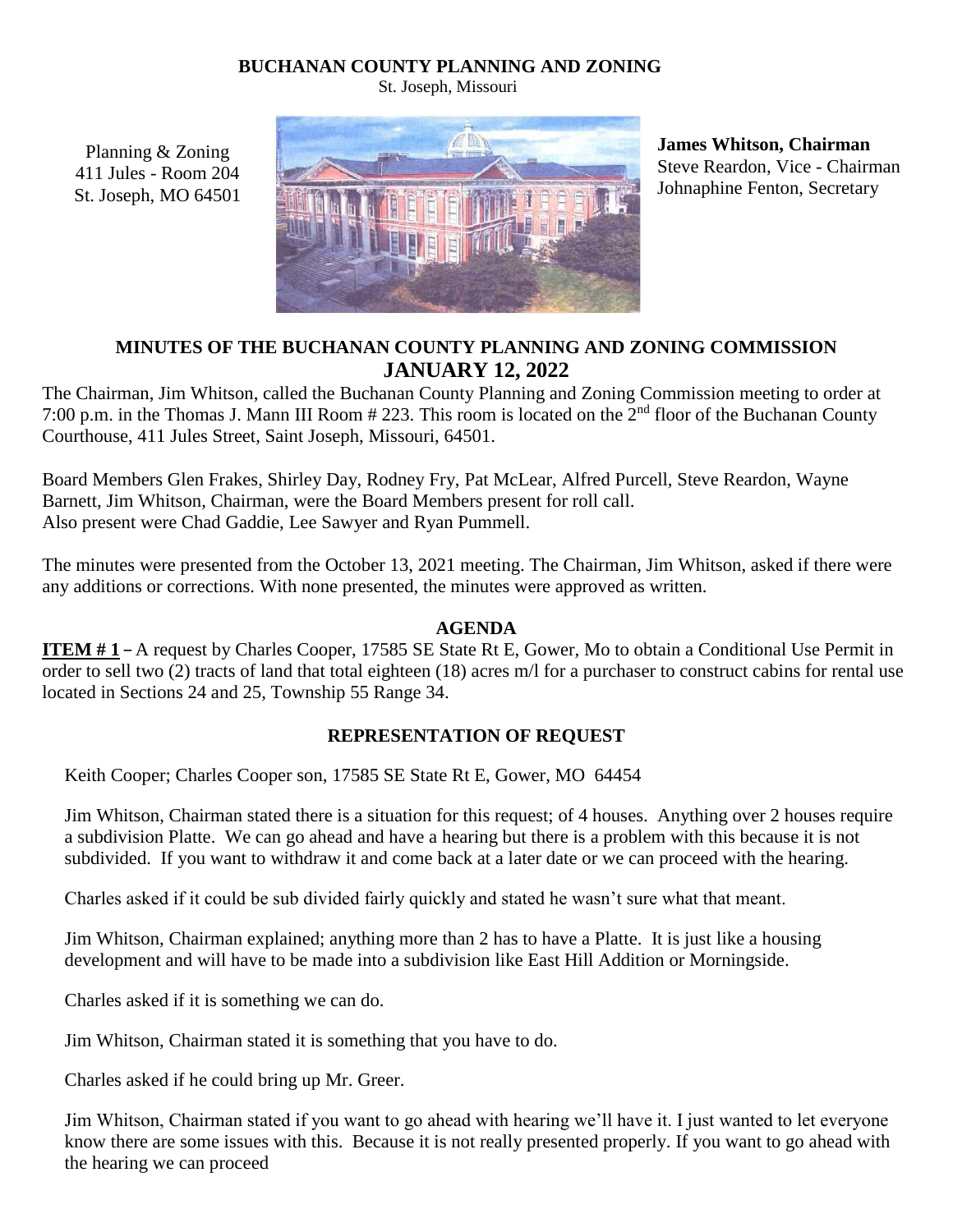# BUCHANAN COUNTY PLANNING AND ZONING

St. Joseph, Missouri

Planning & Zoning
411 Jules - Room 204
St. Joseph, MO 64501

**James Whitson, Chairman**
Steve Reardon, Vice - Chairman
Johnaphine Fenton, Secretary

## MINUTES OF THE BUCHANAN COUNTY PLANNING AND ZONING COMMISSION
## JANUARY 12, 2022

The Chairman, Jim Whitson, called the Buchanan County Planning and Zoning Commission meeting to order at 7:00 p.m. in the Thomas J. Mann III Room # 223. This room is located on the 2nd floor of the Buchanan County Courthouse, 411 Jules Street, Saint Joseph, Missouri, 64501.

Board Members Glen Frakes, Shirley Day, Rodney Fry, Pat McLear, Alfred Purcell, Steve Reardon, Wayne Barnett, Jim Whitson, Chairman, were the Board Members present for roll call.
Also present were Chad Gaddie, Lee Sawyer and Ryan Pummell.

The minutes were presented from the October 13, 2021 meeting. The Chairman, Jim Whitson, asked if there were any additions or corrections. With none presented, the minutes were approved as written.

### AGENDA

**ITEM # 1 –** A request by Charles Cooper, 17585 SE State Rt E, Gower, Mo to obtain a Conditional Use Permit in order to sell two (2) tracts of land that total eighteen (18) acres m/l for a purchaser to construct cabins for rental use located in Sections 24 and 25, Township 55 Range 34.

### REPRESENTATION OF REQUEST

Keith Cooper; Charles Cooper son, 17585 SE State Rt E, Gower, MO 64454

Jim Whitson, Chairman stated there is a situation for this request; of 4 houses. Anything over 2 houses require a subdivision Platte. We can go ahead and have a hearing but there is a problem with this because it is not subdivided. If you want to withdraw it and come back at a later date or we can proceed with the hearing.

Charles asked if it could be sub divided fairly quickly and stated he wasn't sure what that meant.

Jim Whitson, Chairman explained; anything more than 2 has to have a Platte. It is just like a housing development and will have to be made into a subdivision like East Hill Addition or Morningside.

Charles asked if it is something we can do.

Jim Whitson, Chairman stated it is something that you have to do.

Charles asked if he could bring up Mr. Greer.

Jim Whitson, Chairman stated if you want to go ahead with hearing we'll have it. I just wanted to let everyone know there are some issues with this. Because it is not really presented properly. If you want to go ahead with the hearing we can proceed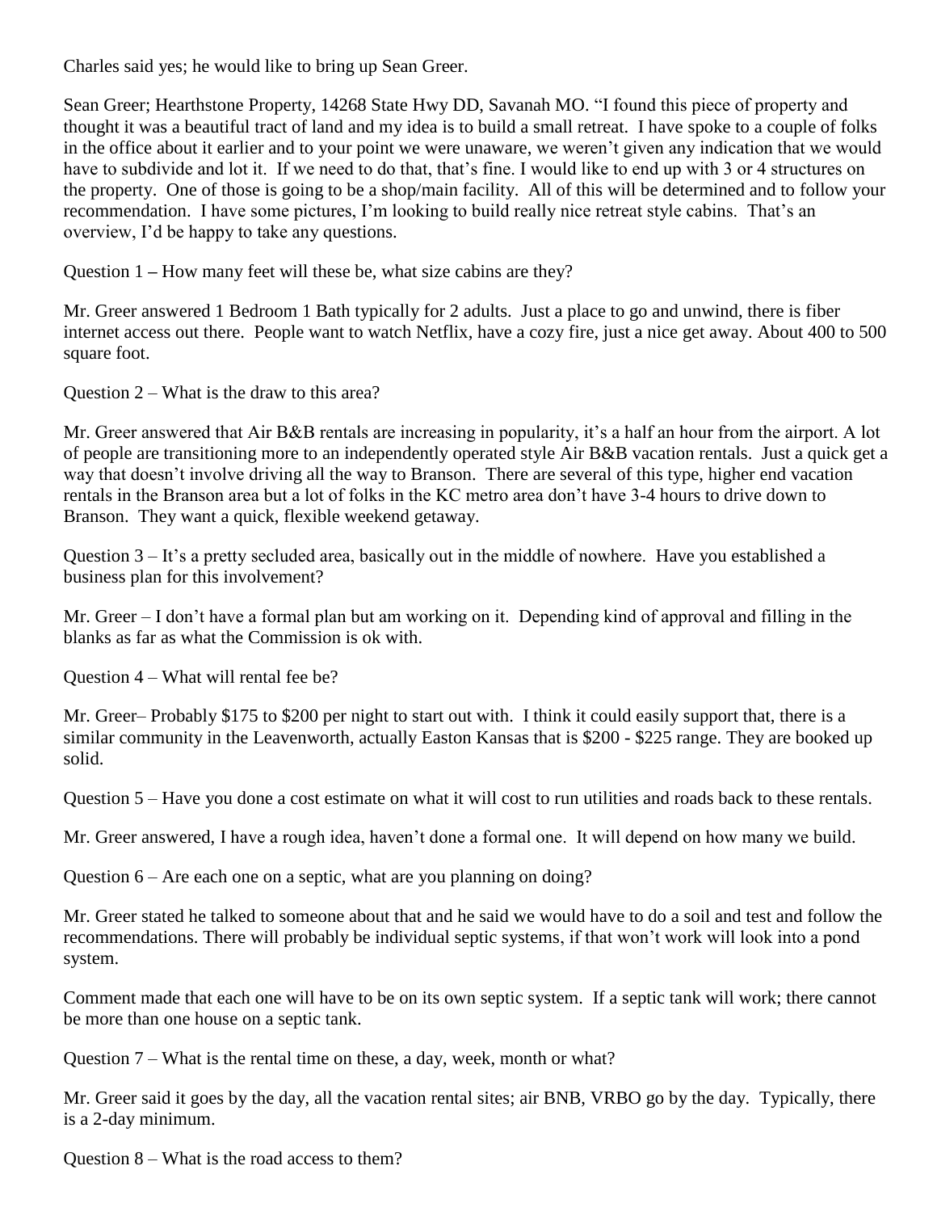Charles said yes; he would like to bring up Sean Greer.

Sean Greer; Hearthstone Property, 14268 State Hwy DD, Savanah MO. "I found this piece of property and thought it was a beautiful tract of land and my idea is to build a small retreat. I have spoke to a couple of folks in the office about it earlier and to your point we were unaware, we weren't given any indication that we would have to subdivide and lot it. If we need to do that, that's fine. I would like to end up with 3 or 4 structures on the property. One of those is going to be a shop/main facility. All of this will be determined and to follow your recommendation. I have some pictures, I'm looking to build really nice retreat style cabins. That's an overview, I'd be happy to take any questions.

Question 1 – How many feet will these be, what size cabins are they?

Mr. Greer answered 1 Bedroom 1 Bath typically for 2 adults. Just a place to go and unwind, there is fiber internet access out there. People want to watch Netflix, have a cozy fire, just a nice get away. About 400 to 500 square foot.

Question 2 – What is the draw to this area?

Mr. Greer answered that Air B&B rentals are increasing in popularity, it's a half an hour from the airport. A lot of people are transitioning more to an independently operated style Air B&B vacation rentals. Just a quick get a way that doesn't involve driving all the way to Branson. There are several of this type, higher end vacation rentals in the Branson area but a lot of folks in the KC metro area don't have 3-4 hours to drive down to Branson. They want a quick, flexible weekend getaway.

Question 3 – It's a pretty secluded area, basically out in the middle of nowhere. Have you established a business plan for this involvement?

Mr. Greer – I don't have a formal plan but am working on it. Depending kind of approval and filling in the blanks as far as what the Commission is ok with.

Question 4 – What will rental fee be?

Mr. Greer– Probably $175 to $200 per night to start out with. I think it could easily support that, there is a similar community in the Leavenworth, actually Easton Kansas that is $200 - $225 range. They are booked up solid.

Question 5 – Have you done a cost estimate on what it will cost to run utilities and roads back to these rentals.

Mr. Greer answered, I have a rough idea, haven't done a formal one. It will depend on how many we build.

Question 6 – Are each one on a septic, what are you planning on doing?

Mr. Greer stated he talked to someone about that and he said we would have to do a soil and test and follow the recommendations. There will probably be individual septic systems, if that won't work will look into a pond system.

Comment made that each one will have to be on its own septic system. If a septic tank will work; there cannot be more than one house on a septic tank.

Question 7 – What is the rental time on these, a day, week, month or what?

Mr. Greer said it goes by the day, all the vacation rental sites; air BNB, VRBO go by the day. Typically, there is a 2-day minimum.

Question 8 – What is the road access to them?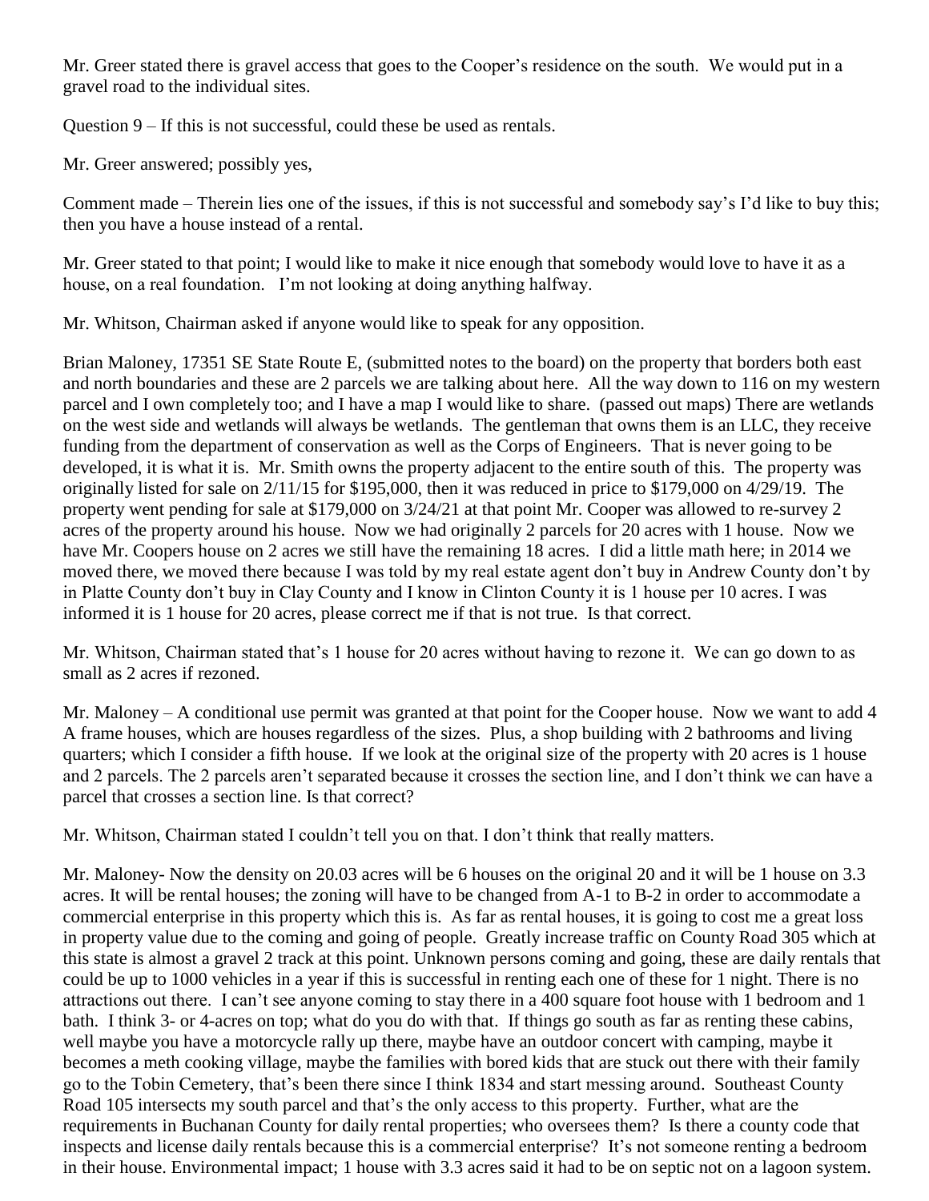Mr. Greer stated there is gravel access that goes to the Cooper's residence on the south. We would put in a gravel road to the individual sites.

Question 9 – If this is not successful, could these be used as rentals.

Mr. Greer answered; possibly yes,

Comment made – Therein lies one of the issues, if this is not successful and somebody say's I'd like to buy this; then you have a house instead of a rental.

Mr. Greer stated to that point; I would like to make it nice enough that somebody would love to have it as a house, on a real foundation. I'm not looking at doing anything halfway.

Mr. Whitson, Chairman asked if anyone would like to speak for any opposition.

Brian Maloney, 17351 SE State Route E, (submitted notes to the board) on the property that borders both east and north boundaries and these are 2 parcels we are talking about here. All the way down to 116 on my western parcel and I own completely too; and I have a map I would like to share. (passed out maps) There are wetlands on the west side and wetlands will always be wetlands. The gentleman that owns them is an LLC, they receive funding from the department of conservation as well as the Corps of Engineers. That is never going to be developed, it is what it is. Mr. Smith owns the property adjacent to the entire south of this. The property was originally listed for sale on 2/11/15 for $195,000, then it was reduced in price to $179,000 on 4/29/19. The property went pending for sale at $179,000 on 3/24/21 at that point Mr. Cooper was allowed to re-survey 2 acres of the property around his house. Now we had originally 2 parcels for 20 acres with 1 house. Now we have Mr. Coopers house on 2 acres we still have the remaining 18 acres. I did a little math here; in 2014 we moved there, we moved there because I was told by my real estate agent don't buy in Andrew County don't by in Platte County don't buy in Clay County and I know in Clinton County it is 1 house per 10 acres. I was informed it is 1 house for 20 acres, please correct me if that is not true. Is that correct.

Mr. Whitson, Chairman stated that's 1 house for 20 acres without having to rezone it. We can go down to as small as 2 acres if rezoned.

Mr. Maloney – A conditional use permit was granted at that point for the Cooper house. Now we want to add 4 A frame houses, which are houses regardless of the sizes. Plus, a shop building with 2 bathrooms and living quarters; which I consider a fifth house. If we look at the original size of the property with 20 acres is 1 house and 2 parcels. The 2 parcels aren't separated because it crosses the section line, and I don't think we can have a parcel that crosses a section line. Is that correct?

Mr. Whitson, Chairman stated I couldn't tell you on that. I don't think that really matters.

Mr. Maloney- Now the density on 20.03 acres will be 6 houses on the original 20 and it will be 1 house on 3.3 acres. It will be rental houses; the zoning will have to be changed from A-1 to B-2 in order to accommodate a commercial enterprise in this property which this is. As far as rental houses, it is going to cost me a great loss in property value due to the coming and going of people. Greatly increase traffic on County Road 305 which at this state is almost a gravel 2 track at this point. Unknown persons coming and going, these are daily rentals that could be up to 1000 vehicles in a year if this is successful in renting each one of these for 1 night. There is no attractions out there. I can't see anyone coming to stay there in a 400 square foot house with 1 bedroom and 1 bath. I think 3- or 4-acres on top; what do you do with that. If things go south as far as renting these cabins, well maybe you have a motorcycle rally up there, maybe have an outdoor concert with camping, maybe it becomes a meth cooking village, maybe the families with bored kids that are stuck out there with their family go to the Tobin Cemetery, that's been there since I think 1834 and start messing around. Southeast County Road 105 intersects my south parcel and that's the only access to this property. Further, what are the requirements in Buchanan County for daily rental properties; who oversees them? Is there a county code that inspects and license daily rentals because this is a commercial enterprise? It's not someone renting a bedroom in their house. Environmental impact; 1 house with 3.3 acres said it had to be on septic not on a lagoon system.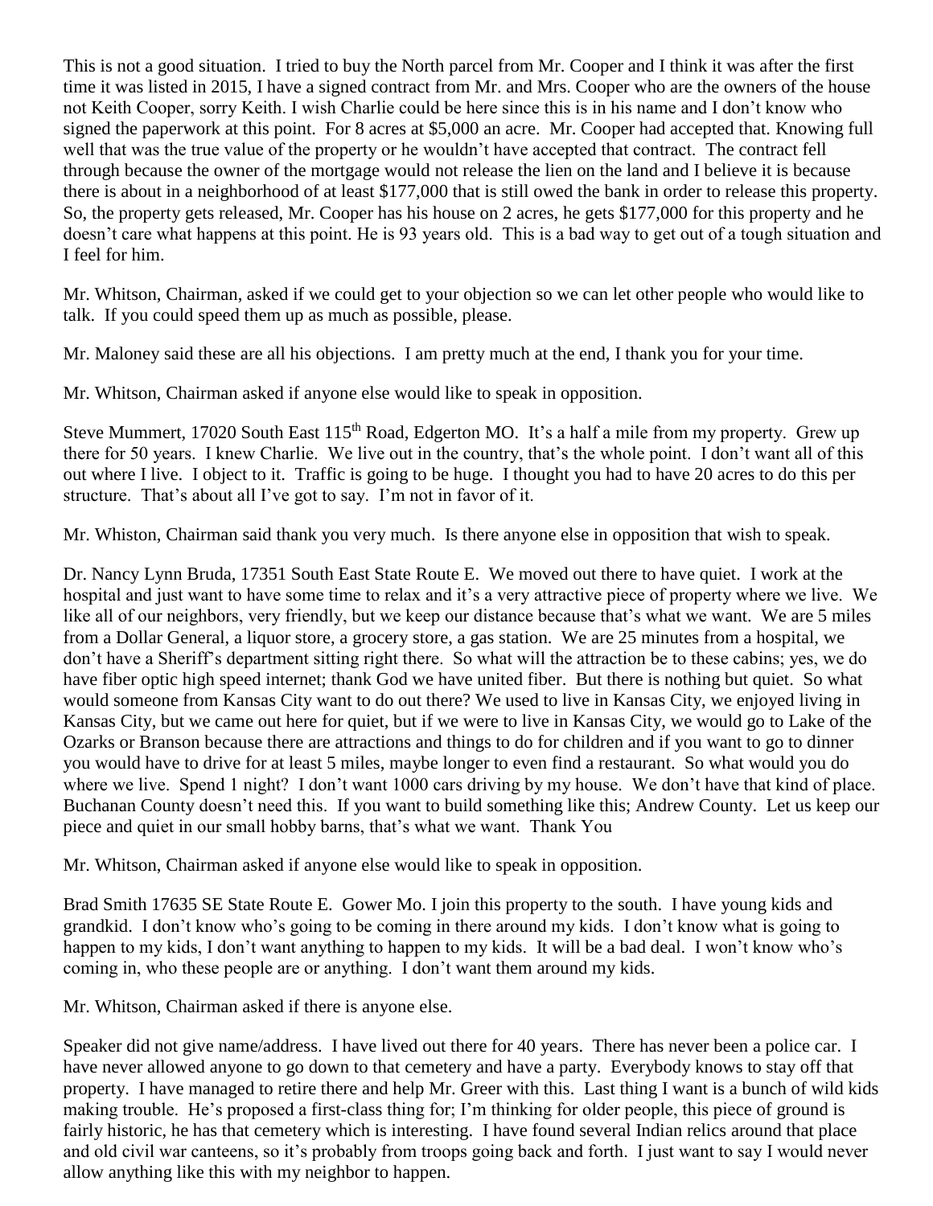This is not a good situation. I tried to buy the North parcel from Mr. Cooper and I think it was after the first time it was listed in 2015, I have a signed contract from Mr. and Mrs. Cooper who are the owners of the house not Keith Cooper, sorry Keith. I wish Charlie could be here since this is in his name and I don't know who signed the paperwork at this point. For 8 acres at $5,000 an acre. Mr. Cooper had accepted that. Knowing full well that was the true value of the property or he wouldn't have accepted that contract. The contract fell through because the owner of the mortgage would not release the lien on the land and I believe it is because there is about in a neighborhood of at least $177,000 that is still owed the bank in order to release this property. So, the property gets released, Mr. Cooper has his house on 2 acres, he gets $177,000 for this property and he doesn't care what happens at this point. He is 93 years old. This is a bad way to get out of a tough situation and I feel for him.

Mr. Whitson, Chairman, asked if we could get to your objection so we can let other people who would like to talk. If you could speed them up as much as possible, please.

Mr. Maloney said these are all his objections. I am pretty much at the end, I thank you for your time.

Mr. Whitson, Chairman asked if anyone else would like to speak in opposition.

Steve Mummert, 17020 South East 115th Road, Edgerton MO. It's a half a mile from my property. Grew up there for 50 years. I knew Charlie. We live out in the country, that's the whole point. I don't want all of this out where I live. I object to it. Traffic is going to be huge. I thought you had to have 20 acres to do this per structure. That's about all I've got to say. I'm not in favor of it.

Mr. Whiston, Chairman said thank you very much. Is there anyone else in opposition that wish to speak.

Dr. Nancy Lynn Bruda, 17351 South East State Route E. We moved out there to have quiet. I work at the hospital and just want to have some time to relax and it's a very attractive piece of property where we live. We like all of our neighbors, very friendly, but we keep our distance because that's what we want. We are 5 miles from a Dollar General, a liquor store, a grocery store, a gas station. We are 25 minutes from a hospital, we don't have a Sheriff's department sitting right there. So what will the attraction be to these cabins; yes, we do have fiber optic high speed internet; thank God we have united fiber. But there is nothing but quiet. So what would someone from Kansas City want to do out there? We used to live in Kansas City, we enjoyed living in Kansas City, but we came out here for quiet, but if we were to live in Kansas City, we would go to Lake of the Ozarks or Branson because there are attractions and things to do for children and if you want to go to dinner you would have to drive for at least 5 miles, maybe longer to even find a restaurant. So what would you do where we live. Spend 1 night? I don't want 1000 cars driving by my house. We don't have that kind of place. Buchanan County doesn't need this. If you want to build something like this; Andrew County. Let us keep our piece and quiet in our small hobby barns, that's what we want. Thank You

Mr. Whitson, Chairman asked if anyone else would like to speak in opposition.

Brad Smith 17635 SE State Route E. Gower Mo. I join this property to the south. I have young kids and grandkid. I don't know who's going to be coming in there around my kids. I don't know what is going to happen to my kids, I don't want anything to happen to my kids. It will be a bad deal. I won't know who's coming in, who these people are or anything. I don't want them around my kids.

Mr. Whitson, Chairman asked if there is anyone else.

Speaker did not give name/address. I have lived out there for 40 years. There has never been a police car. I have never allowed anyone to go down to that cemetery and have a party. Everybody knows to stay off that property. I have managed to retire there and help Mr. Greer with this. Last thing I want is a bunch of wild kids making trouble. He's proposed a first-class thing for; I'm thinking for older people, this piece of ground is fairly historic, he has that cemetery which is interesting. I have found several Indian relics around that place and old civil war canteens, so it's probably from troops going back and forth. I just want to say I would never allow anything like this with my neighbor to happen.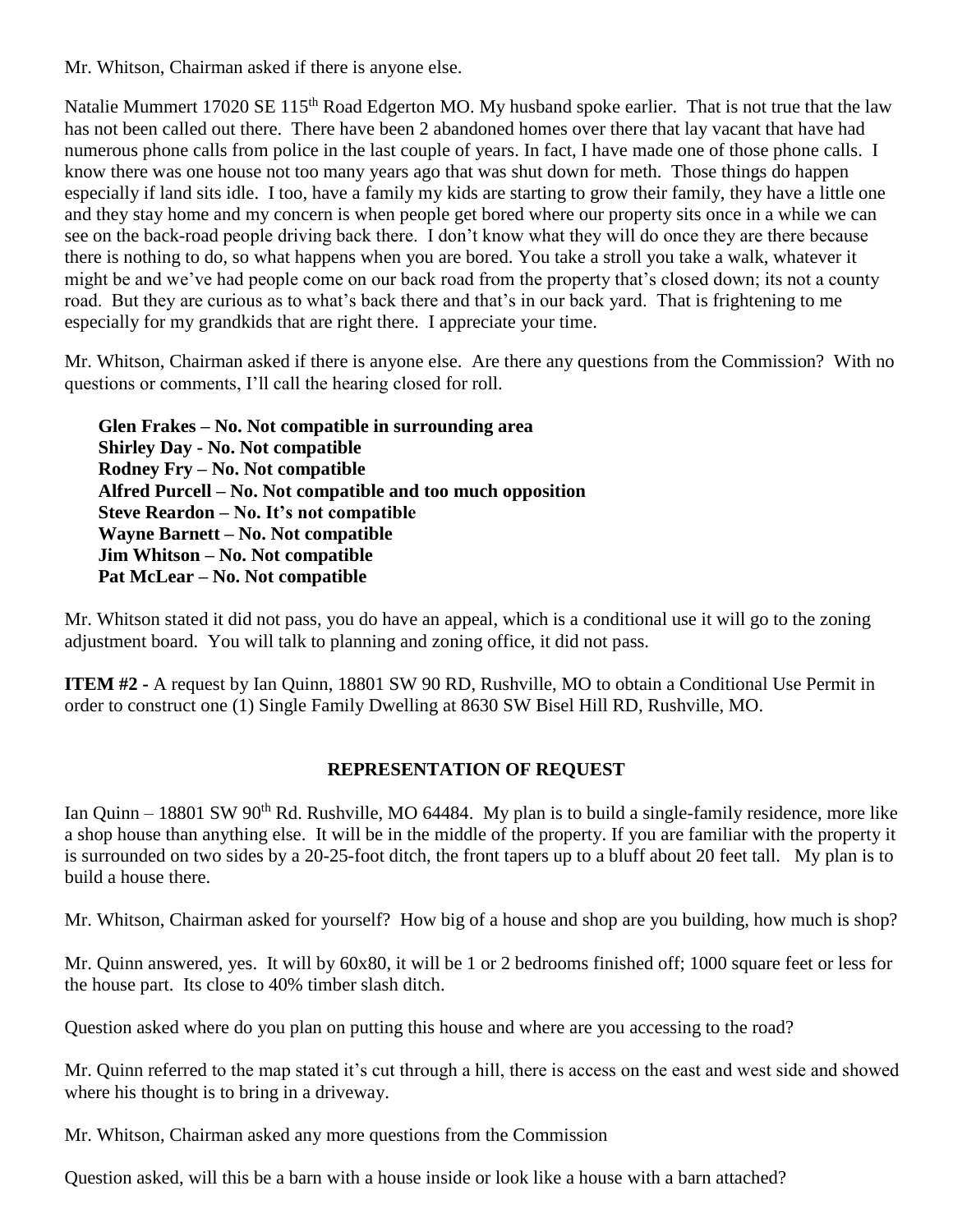Mr. Whitson, Chairman asked if there is anyone else.

Natalie Mummert 17020 SE 115th Road Edgerton MO. My husband spoke earlier. That is not true that the law has not been called out there. There have been 2 abandoned homes over there that lay vacant that have had numerous phone calls from police in the last couple of years. In fact, I have made one of those phone calls. I know there was one house not too many years ago that was shut down for meth. Those things do happen especially if land sits idle. I too, have a family my kids are starting to grow their family, they have a little one and they stay home and my concern is when people get bored where our property sits once in a while we can see on the back-road people driving back there. I don't know what they will do once they are there because there is nothing to do, so what happens when you are bored. You take a stroll you take a walk, whatever it might be and we've had people come on our back road from the property that's closed down; its not a county road. But they are curious as to what's back there and that's in our back yard. That is frightening to me especially for my grandkids that are right there. I appreciate your time.

Mr. Whitson, Chairman asked if there is anyone else. Are there any questions from the Commission? With no questions or comments, I'll call the hearing closed for roll.

**Glen Frakes – No. Not compatible in surrounding area**
**Shirley Day - No. Not compatible**
**Rodney Fry – No. Not compatible**
**Alfred Purcell – No. Not compatible and too much opposition**
**Steve Reardon – No. It's not compatible**
**Wayne Barnett – No. Not compatible**
**Jim Whitson – No. Not compatible**
**Pat McLear – No. Not compatible**

Mr. Whitson stated it did not pass, you do have an appeal, which is a conditional use it will go to the zoning adjustment board. You will talk to planning and zoning office, it did not pass.

**ITEM #2 -** A request by Ian Quinn, 18801 SW 90 RD, Rushville, MO to obtain a Conditional Use Permit in order to construct one (1) Single Family Dwelling at 8630 SW Bisel Hill RD, Rushville, MO.

## REPRESENTATION OF REQUEST

Ian Quinn – 18801 SW 90th Rd. Rushville, MO 64484. My plan is to build a single-family residence, more like a shop house than anything else. It will be in the middle of the property. If you are familiar with the property it is surrounded on two sides by a 20-25-foot ditch, the front tapers up to a bluff about 20 feet tall. My plan is to build a house there.

Mr. Whitson, Chairman asked for yourself? How big of a house and shop are you building, how much is shop?

Mr. Quinn answered, yes. It will by 60x80, it will be 1 or 2 bedrooms finished off; 1000 square feet or less for the house part. Its close to 40% timber slash ditch.

Question asked where do you plan on putting this house and where are you accessing to the road?

Mr. Quinn referred to the map stated it's cut through a hill, there is access on the east and west side and showed where his thought is to bring in a driveway.

Mr. Whitson, Chairman asked any more questions from the Commission

Question asked, will this be a barn with a house inside or look like a house with a barn attached?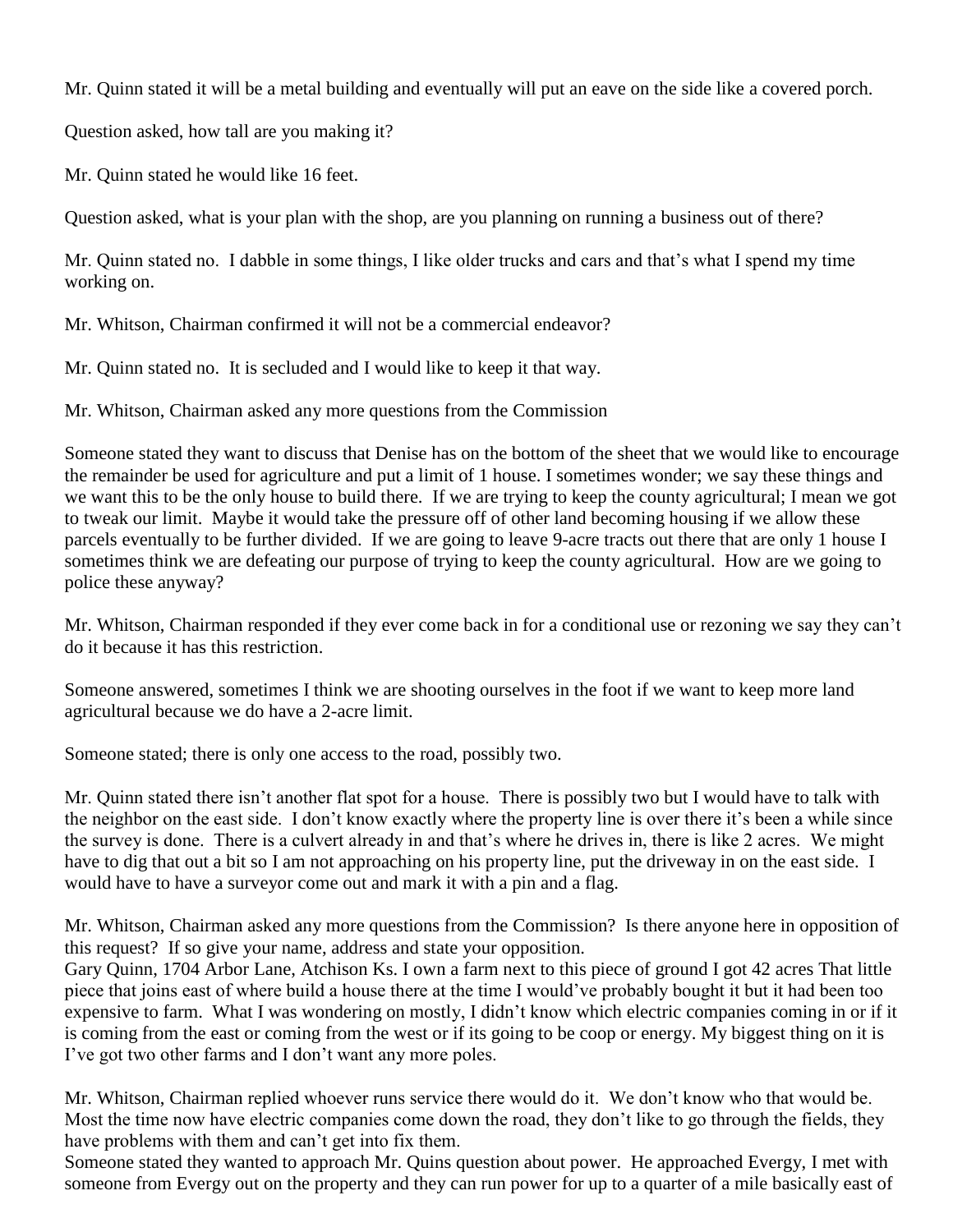Mr. Quinn stated it will be a metal building and eventually will put an eave on the side like a covered porch.

Question asked, how tall are you making it?

Mr. Quinn stated he would like 16 feet.

Question asked, what is your plan with the shop, are you planning on running a business out of there?

Mr. Quinn stated no. I dabble in some things, I like older trucks and cars and that's what I spend my time working on.

Mr. Whitson, Chairman confirmed it will not be a commercial endeavor?

Mr. Quinn stated no. It is secluded and I would like to keep it that way.

Mr. Whitson, Chairman asked any more questions from the Commission

Someone stated they want to discuss that Denise has on the bottom of the sheet that we would like to encourage the remainder be used for agriculture and put a limit of 1 house. I sometimes wonder; we say these things and we want this to be the only house to build there. If we are trying to keep the county agricultural; I mean we got to tweak our limit. Maybe it would take the pressure off of other land becoming housing if we allow these parcels eventually to be further divided. If we are going to leave 9-acre tracts out there that are only 1 house I sometimes think we are defeating our purpose of trying to keep the county agricultural. How are we going to police these anyway?

Mr. Whitson, Chairman responded if they ever come back in for a conditional use or rezoning we say they can't do it because it has this restriction.

Someone answered, sometimes I think we are shooting ourselves in the foot if we want to keep more land agricultural because we do have a 2-acre limit.

Someone stated; there is only one access to the road, possibly two.

Mr. Quinn stated there isn't another flat spot for a house. There is possibly two but I would have to talk with the neighbor on the east side. I don't know exactly where the property line is over there it's been a while since the survey is done. There is a culvert already in and that's where he drives in, there is like 2 acres. We might have to dig that out a bit so I am not approaching on his property line, put the driveway in on the east side. I would have to have a surveyor come out and mark it with a pin and a flag.

Mr. Whitson, Chairman asked any more questions from the Commission? Is there anyone here in opposition of this request? If so give your name, address and state your opposition.
Gary Quinn, 1704 Arbor Lane, Atchison Ks. I own a farm next to this piece of ground I got 42 acres That little piece that joins east of where build a house there at the time I would've probably bought it but it had been too expensive to farm. What I was wondering on mostly, I didn't know which electric companies coming in or if it is coming from the east or coming from the west or if its going to be coop or energy. My biggest thing on it is I've got two other farms and I don't want any more poles.

Mr. Whitson, Chairman replied whoever runs service there would do it. We don't know who that would be. Most the time now have electric companies come down the road, they don't like to go through the fields, they have problems with them and can't get into fix them.
Someone stated they wanted to approach Mr. Quins question about power. He approached Evergy, I met with someone from Evergy out on the property and they can run power for up to a quarter of a mile basically east of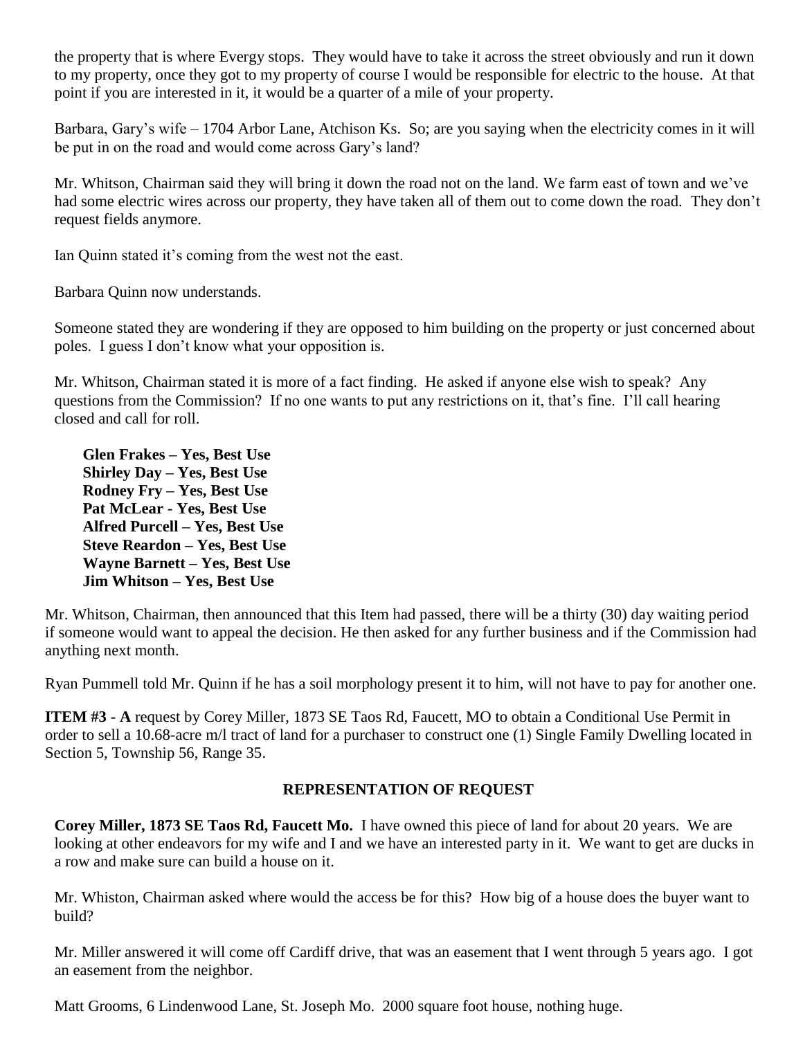the property that is where Evergy stops. They would have to take it across the street obviously and run it down to my property, once they got to my property of course I would be responsible for electric to the house. At that point if you are interested in it, it would be a quarter of a mile of your property.

Barbara, Gary's wife – 1704 Arbor Lane, Atchison Ks. So; are you saying when the electricity comes in it will be put in on the road and would come across Gary's land?

Mr. Whitson, Chairman said they will bring it down the road not on the land. We farm east of town and we've had some electric wires across our property, they have taken all of them out to come down the road. They don't request fields anymore.

Ian Quinn stated it's coming from the west not the east.

Barbara Quinn now understands.

Someone stated they are wondering if they are opposed to him building on the property or just concerned about poles. I guess I don't know what your opposition is.

Mr. Whitson, Chairman stated it is more of a fact finding. He asked if anyone else wish to speak? Any questions from the Commission? If no one wants to put any restrictions on it, that's fine. I'll call hearing closed and call for roll.

**Glen Frakes – Yes, Best Use**
**Shirley Day – Yes, Best Use**
**Rodney Fry – Yes, Best Use**
**Pat McLear - Yes, Best Use**
**Alfred Purcell – Yes, Best Use**
**Steve Reardon – Yes, Best Use**
**Wayne Barnett – Yes, Best Use**
**Jim Whitson – Yes, Best Use**

Mr. Whitson, Chairman, then announced that this Item had passed, there will be a thirty (30) day waiting period if someone would want to appeal the decision. He then asked for any further business and if the Commission had anything next month.

Ryan Pummell told Mr. Quinn if he has a soil morphology present it to him, will not have to pay for another one.

**ITEM #3 - A** request by Corey Miller, 1873 SE Taos Rd, Faucett, MO to obtain a Conditional Use Permit in order to sell a 10.68-acre m/l tract of land for a purchaser to construct one (1) Single Family Dwelling located in Section 5, Township 56, Range 35.

## REPRESENTATION OF REQUEST

**Corey Miller, 1873 SE Taos Rd, Faucett Mo.** I have owned this piece of land for about 20 years. We are looking at other endeavors for my wife and I and we have an interested party in it. We want to get are ducks in a row and make sure can build a house on it.

Mr. Whiston, Chairman asked where would the access be for this? How big of a house does the buyer want to build?

Mr. Miller answered it will come off Cardiff drive, that was an easement that I went through 5 years ago. I got an easement from the neighbor.

Matt Grooms, 6 Lindenwood Lane, St. Joseph Mo. 2000 square foot house, nothing huge.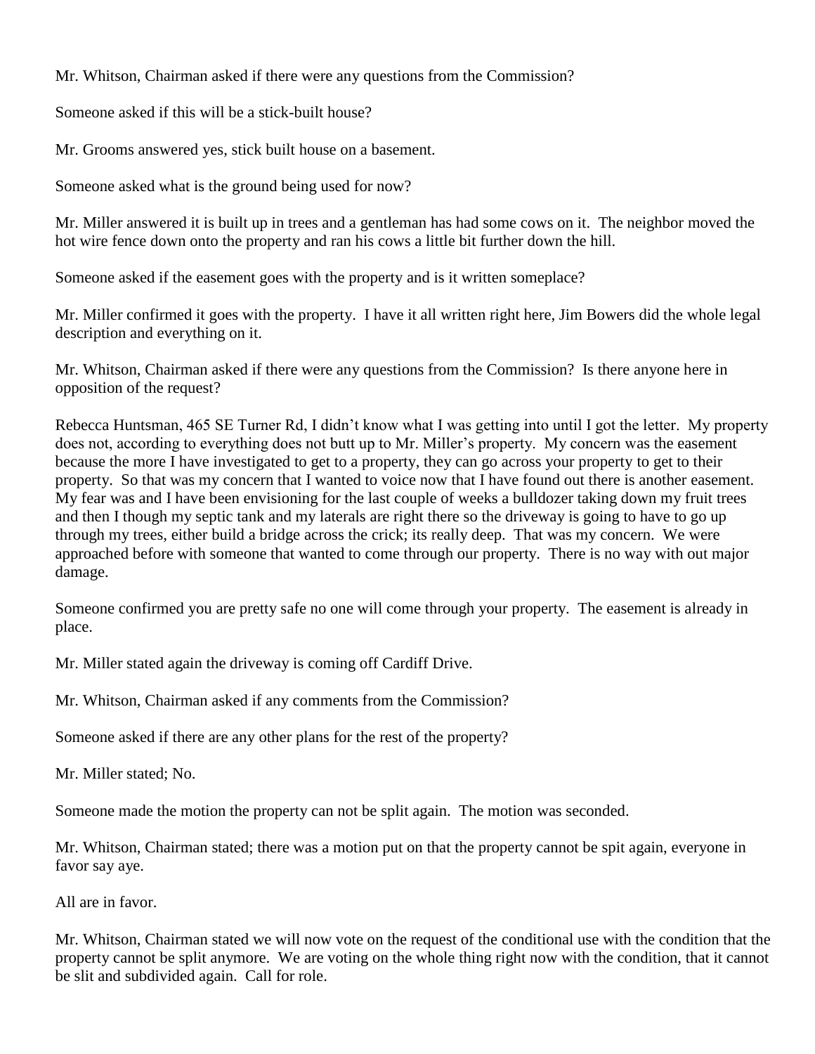Mr. Whitson, Chairman asked if there were any questions from the Commission?

Someone asked if this will be a stick-built house?

Mr. Grooms answered yes, stick built house on a basement.

Someone asked what is the ground being used for now?

Mr. Miller answered it is built up in trees and a gentleman has had some cows on it. The neighbor moved the hot wire fence down onto the property and ran his cows a little bit further down the hill.

Someone asked if the easement goes with the property and is it written someplace?

Mr. Miller confirmed it goes with the property. I have it all written right here, Jim Bowers did the whole legal description and everything on it.

Mr. Whitson, Chairman asked if there were any questions from the Commission? Is there anyone here in opposition of the request?

Rebecca Huntsman, 465 SE Turner Rd, I didn't know what I was getting into until I got the letter. My property does not, according to everything does not butt up to Mr. Miller's property. My concern was the easement because the more I have investigated to get to a property, they can go across your property to get to their property. So that was my concern that I wanted to voice now that I have found out there is another easement. My fear was and I have been envisioning for the last couple of weeks a bulldozer taking down my fruit trees and then I though my septic tank and my laterals are right there so the driveway is going to have to go up through my trees, either build a bridge across the crick; its really deep. That was my concern. We were approached before with someone that wanted to come through our property. There is no way with out major damage.

Someone confirmed you are pretty safe no one will come through your property. The easement is already in place.

Mr. Miller stated again the driveway is coming off Cardiff Drive.

Mr. Whitson, Chairman asked if any comments from the Commission?

Someone asked if there are any other plans for the rest of the property?

Mr. Miller stated; No.

Someone made the motion the property can not be split again. The motion was seconded.

Mr. Whitson, Chairman stated; there was a motion put on that the property cannot be spit again, everyone in favor say aye.

All are in favor.

Mr. Whitson, Chairman stated we will now vote on the request of the conditional use with the condition that the property cannot be split anymore. We are voting on the whole thing right now with the condition, that it cannot be slit and subdivided again. Call for role.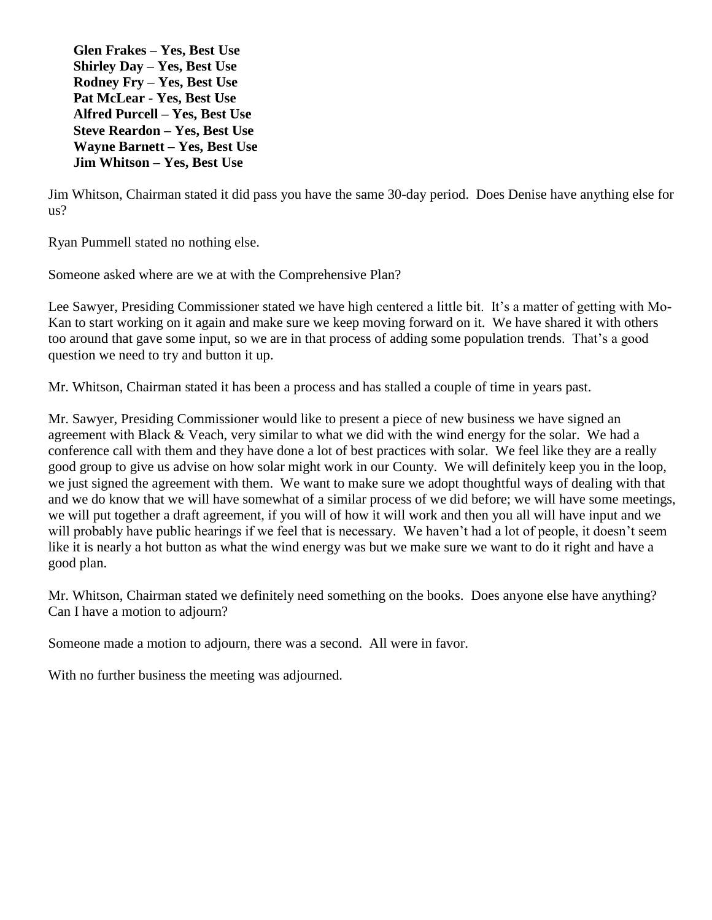**Glen Frakes – Yes, Best Use**
**Shirley Day – Yes, Best Use**
**Rodney Fry – Yes, Best Use**
**Pat McLear - Yes, Best Use**
**Alfred Purcell – Yes, Best Use**
**Steve Reardon – Yes, Best Use**
**Wayne Barnett – Yes, Best Use**
**Jim Whitson – Yes, Best Use**

Jim Whitson, Chairman stated it did pass you have the same 30-day period. Does Denise have anything else for us?

Ryan Pummell stated no nothing else.

Someone asked where are we at with the Comprehensive Plan?

Lee Sawyer, Presiding Commissioner stated we have high centered a little bit. It's a matter of getting with Mo-Kan to start working on it again and make sure we keep moving forward on it. We have shared it with others too around that gave some input, so we are in that process of adding some population trends. That's a good question we need to try and button it up.

Mr. Whitson, Chairman stated it has been a process and has stalled a couple of time in years past.

Mr. Sawyer, Presiding Commissioner would like to present a piece of new business we have signed an agreement with Black & Veach, very similar to what we did with the wind energy for the solar. We had a conference call with them and they have done a lot of best practices with solar. We feel like they are a really good group to give us advise on how solar might work in our County. We will definitely keep you in the loop, we just signed the agreement with them. We want to make sure we adopt thoughtful ways of dealing with that and we do know that we will have somewhat of a similar process of we did before; we will have some meetings, we will put together a draft agreement, if you will of how it will work and then you all will have input and we will probably have public hearings if we feel that is necessary. We haven't had a lot of people, it doesn't seem like it is nearly a hot button as what the wind energy was but we make sure we want to do it right and have a good plan.

Mr. Whitson, Chairman stated we definitely need something on the books. Does anyone else have anything? Can I have a motion to adjourn?

Someone made a motion to adjourn, there was a second. All were in favor.

With no further business the meeting was adjourned.